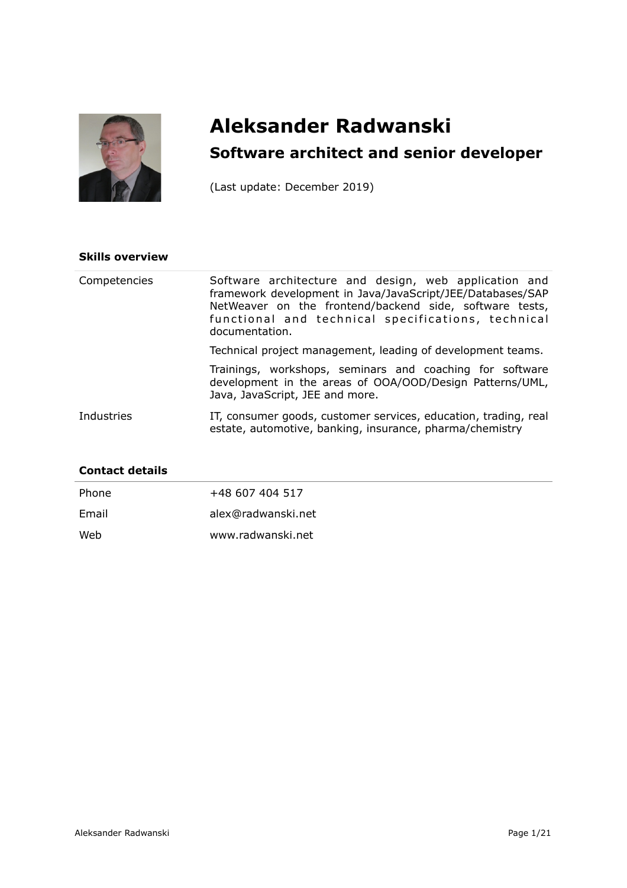# Aleksander Radwanski

## Software architect and senior developer

(Last update: December 2019)

**Skills overview**

| | |
|---|---|
| Competencies | Software architecture and design, web application and framework development in Java/JavaScript/JEE/Databases/SAP NetWeaver on the frontend/backend side, software tests, functional and technical specifications, technical documentation.<br><br>Technical project management, leading of development teams.<br><br>Trainings, workshops, seminars and coaching for software development in the areas of OOA/OOD/Design Patterns/UML, Java, JavaScript, JEE and more. |
| Industries | IT, consumer goods, customer services, education, trading, real estate, automotive, banking, insurance, pharma/chemistry |

**Contact details**

| | |
|---|---|
| Phone | +48 607 404 517 |
| Email | alex@radwanski.net |
| Web | www.radwanski.net |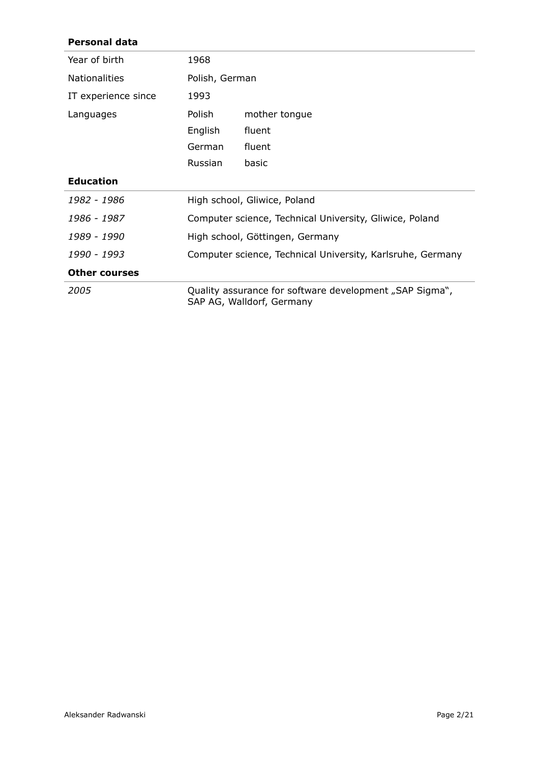## Personal data

| | |
|---|---|
| Year of birth | 1968 |
| Nationalities | Polish, German |
| IT experience since | 1993 |
| Languages | Polish — mother tongue<br>English — fluent<br>German — fluent<br>Russian — basic |

## Education

| | |
|---|---|
| *1982 - 1986* | High school, Gliwice, Poland |
| *1986 - 1987* | Computer science, Technical University, Gliwice, Poland |
| *1989 - 1990* | High school, Göttingen, Germany |
| *1990 - 1993* | Computer science, Technical University, Karlsruhe, Germany |

## Other courses

| | |
|---|---|
| *2005* | Quality assurance for software development „SAP Sigma", SAP AG, Walldorf, Germany |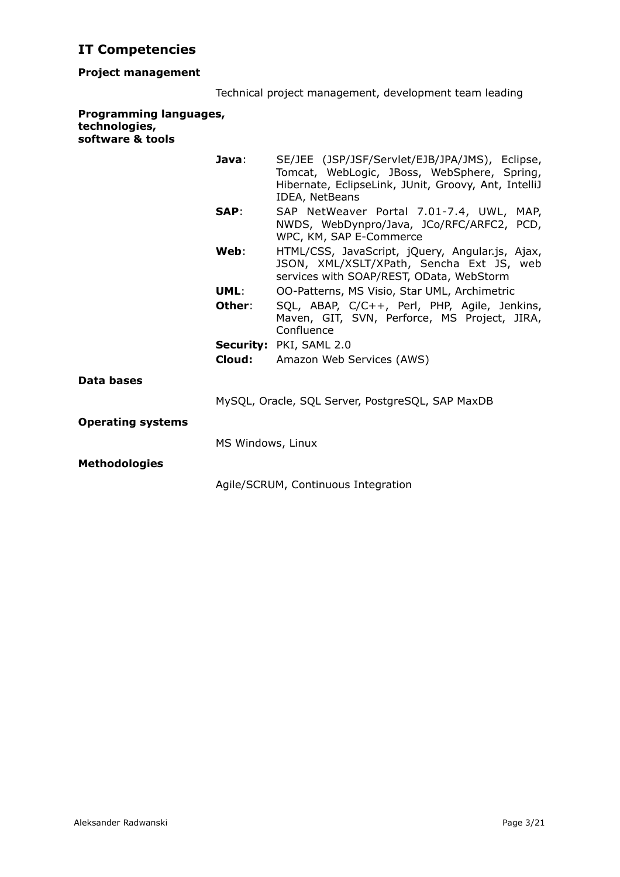## IT Competencies

### Project management

Technical project management, development team leading

### Programming languages, technologies, software & tools

**Java**: SE/JEE (JSP/JSF/Servlet/EJB/JPA/JMS), Eclipse, Tomcat, WebLogic, JBoss, WebSphere, Spring, Hibernate, EclipseLink, JUnit, Groovy, Ant, IntelliJ IDEA, NetBeans

**SAP**: SAP NetWeaver Portal 7.01-7.4, UWL, MAP, NWDS, WebDynpro/Java, JCo/RFC/ARFC2, PCD, WPC, KM, SAP E-Commerce

**Web**: HTML/CSS, JavaScript, jQuery, Angular.js, Ajax, JSON, XML/XSLT/XPath, Sencha Ext JS, web services with SOAP/REST, OData, WebStorm

**UML**: OO-Patterns, MS Visio, Star UML, Archimetric

**Other**: SQL, ABAP, C/C++, Perl, PHP, Agile, Jenkins, Maven, GIT, SVN, Perforce, MS Project, JIRA, Confluence

**Security:** PKI, SAML 2.0

**Cloud:** Amazon Web Services (AWS)

### Data bases

MySQL, Oracle, SQL Server, PostgreSQL, SAP MaxDB

### Operating systems

MS Windows, Linux

### Methodologies

Agile/SCRUM, Continuous Integration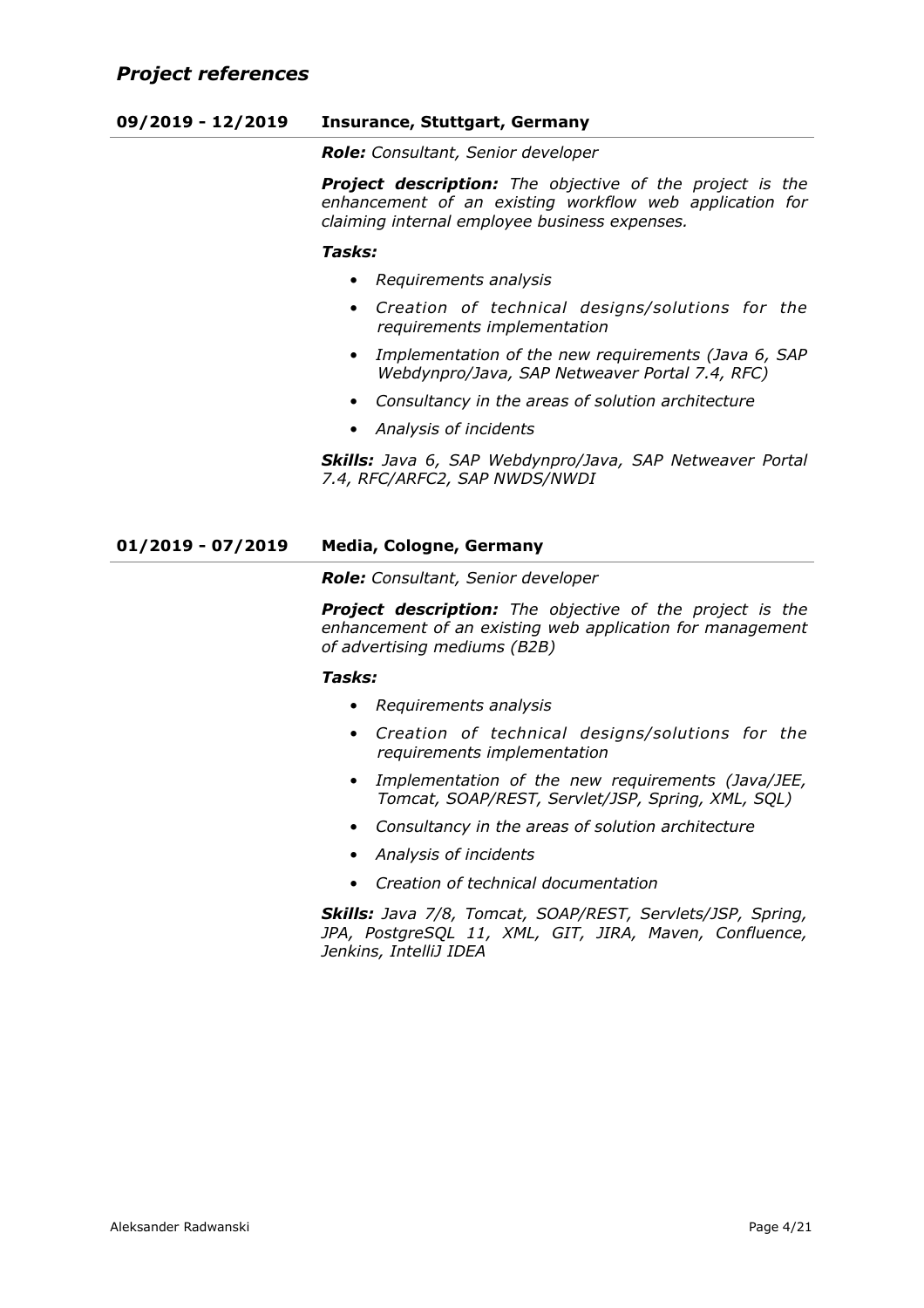## *Project references*

### 09/2019 - 12/2019 Insurance, Stuttgart, Germany

***Role:*** *Consultant, Senior developer*

***Project description:*** *The objective of the project is the enhancement of an existing workflow web application for claiming internal employee business expenses.*

***Tasks:***

- *Requirements analysis*
- *Creation of technical designs/solutions for the requirements implementation*
- *Implementation of the new requirements (Java 6, SAP Webdynpro/Java, SAP Netweaver Portal 7.4, RFC)*
- *Consultancy in the areas of solution architecture*
- *Analysis of incidents*

***Skills:*** *Java 6, SAP Webdynpro/Java, SAP Netweaver Portal 7.4, RFC/ARFC2, SAP NWDS/NWDI*

### 01/2019 - 07/2019 Media, Cologne, Germany

***Role:*** *Consultant, Senior developer*

***Project description:*** *The objective of the project is the enhancement of an existing web application for management of advertising mediums (B2B)*

***Tasks:***

- *Requirements analysis*
- *Creation of technical designs/solutions for the requirements implementation*
- *Implementation of the new requirements (Java/JEE, Tomcat, SOAP/REST, Servlet/JSP, Spring, XML, SQL)*
- *Consultancy in the areas of solution architecture*
- *Analysis of incidents*
- *Creation of technical documentation*

***Skills:*** *Java 7/8, Tomcat, SOAP/REST, Servlets/JSP, Spring, JPA, PostgreSQL 11, XML, GIT, JIRA, Maven, Confluence, Jenkins, IntelliJ IDEA*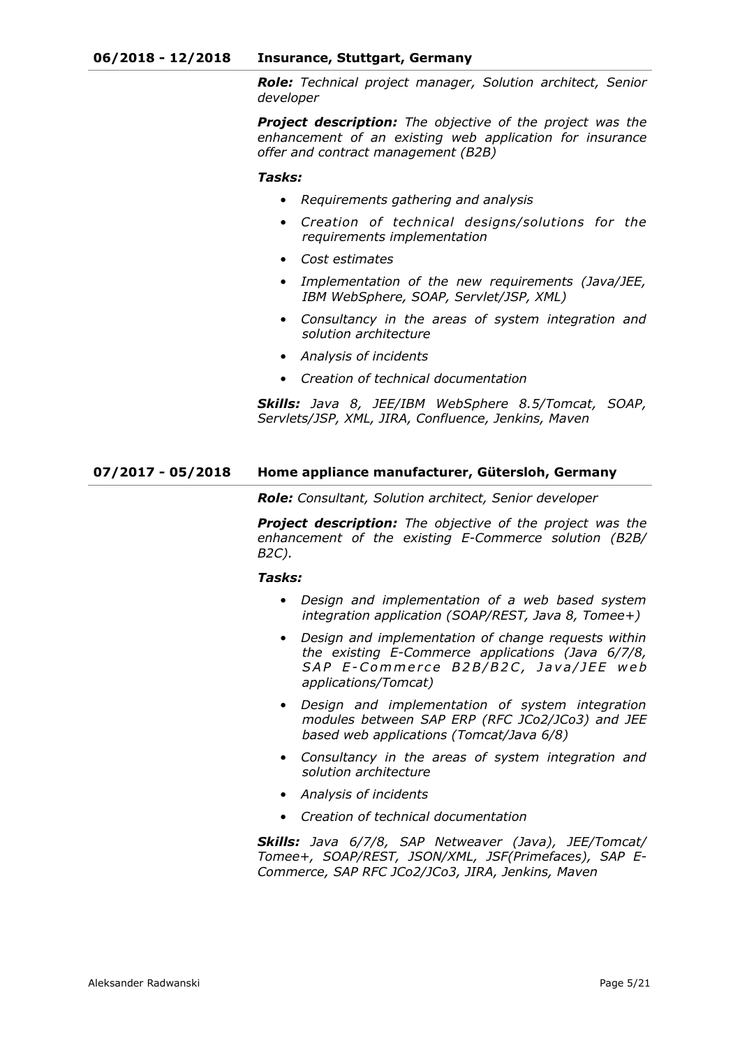### 06/2018 - 12/2018 Insurance, Stuttgart, Germany

***Role:*** *Technical project manager, Solution architect, Senior developer*

***Project description:*** *The objective of the project was the enhancement of an existing web application for insurance offer and contract management (B2B)*

***Tasks:***

- *Requirements gathering and analysis*
- *Creation of technical designs/solutions for the requirements implementation*
- *Cost estimates*
- *Implementation of the new requirements (Java/JEE, IBM WebSphere, SOAP, Servlet/JSP, XML)*
- *Consultancy in the areas of system integration and solution architecture*
- *Analysis of incidents*
- *Creation of technical documentation*

***Skills:*** *Java 8, JEE/IBM WebSphere 8.5/Tomcat, SOAP, Servlets/JSP, XML, JIRA, Confluence, Jenkins, Maven*

### 07/2017 - 05/2018 Home appliance manufacturer, Gütersloh, Germany

***Role:*** *Consultant, Solution architect, Senior developer*

***Project description:*** *The objective of the project was the enhancement of the existing E-Commerce solution (B2B/ B2C).*

***Tasks:***

- *Design and implementation of a web based system integration application (SOAP/REST, Java 8, Tomee+)*
- *Design and implementation of change requests within the existing E-Commerce applications (Java 6/7/8, SAP E-Commerce B2B/B2C, Java/JEE web applications/Tomcat)*
- *Design and implementation of system integration modules between SAP ERP (RFC JCo2/JCo3) and JEE based web applications (Tomcat/Java 6/8)*
- *Consultancy in the areas of system integration and solution architecture*
- *Analysis of incidents*
- *Creation of technical documentation*

***Skills:*** *Java 6/7/8, SAP Netweaver (Java), JEE/Tomcat/ Tomee+, SOAP/REST, JSON/XML, JSF(Primefaces), SAP E-Commerce, SAP RFC JCo2/JCo3, JIRA, Jenkins, Maven*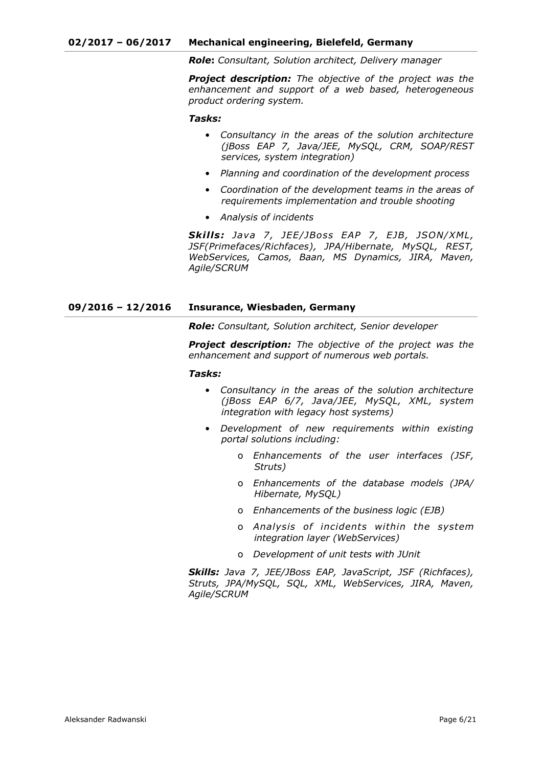### 02/2017 – 06/2017 Mechanical engineering, Bielefeld, Germany

***Role*****:** *Consultant, Solution architect, Delivery manager*

***Project description:*** *The objective of the project was the enhancement and support of a web based, heterogeneous product ordering system.*

***Tasks:***

- *Consultancy in the areas of the solution architecture (jBoss EAP 7, Java/JEE, MySQL, CRM, SOAP/REST services, system integration)*
- *Planning and coordination of the development process*
- *Coordination of the development teams in the areas of requirements implementation and trouble shooting*
- *Analysis of incidents*

***Skills:*** *Java 7, JEE/JBoss EAP 7, EJB, JSON/XML, JSF(Primefaces/Richfaces), JPA/Hibernate, MySQL, REST, WebServices, Camos, Baan, MS Dynamics, JIRA, Maven, Agile/SCRUM*

### 09/2016 – 12/2016 Insurance, Wiesbaden, Germany

***Role:*** *Consultant, Solution architect, Senior developer*

***Project description:*** *The objective of the project was the enhancement and support of numerous web portals.*

***Tasks:***

- *Consultancy in the areas of the solution architecture (jBoss EAP 6/7, Java/JEE, MySQL, XML, system integration with legacy host systems)*
- *Development of new requirements within existing portal solutions including:*
  - *Enhancements of the user interfaces (JSF, Struts)*
  - *Enhancements of the database models (JPA/ Hibernate, MySQL)*
  - *Enhancements of the business logic (EJB)*
  - *Analysis of incidents within the system integration layer (WebServices)*
  - *Development of unit tests with JUnit*

***Skills:*** *Java 7, JEE/JBoss EAP, JavaScript, JSF (Richfaces), Struts, JPA/MySQL, SQL, XML, WebServices, JIRA, Maven, Agile/SCRUM*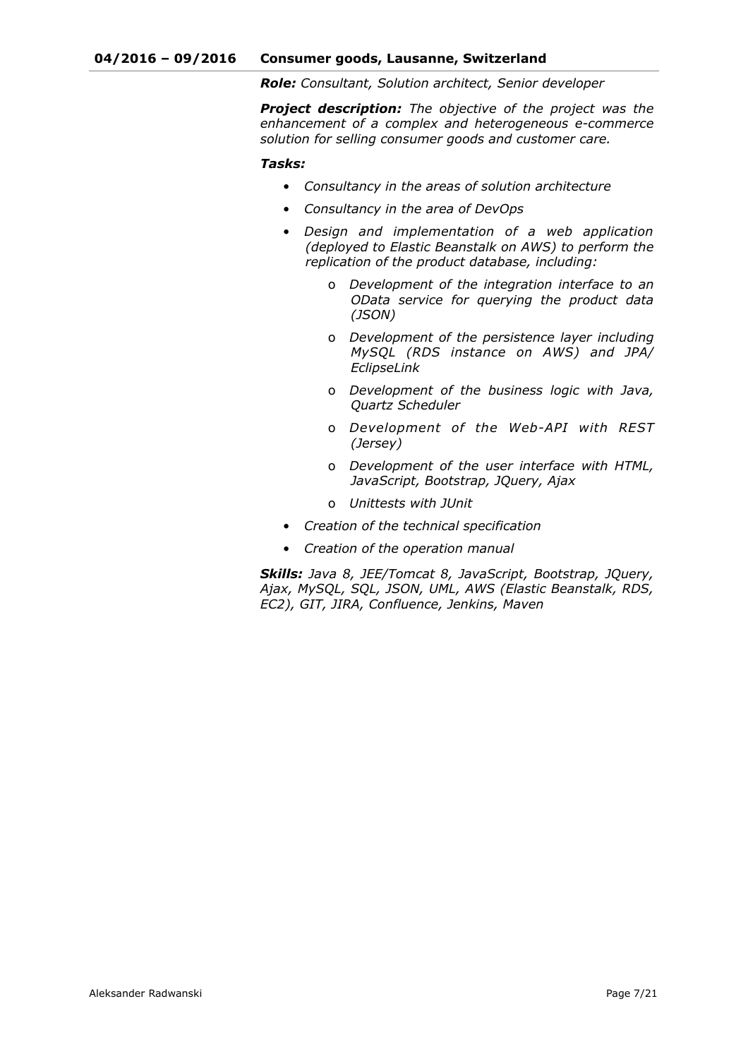**04/2016 – 09/2016 Consumer goods, Lausanne, Switzerland**

***Role:*** *Consultant, Solution architect, Senior developer*

***Project description:*** *The objective of the project was the enhancement of a complex and heterogeneous e-commerce solution for selling consumer goods and customer care.*

***Tasks:***

- *Consultancy in the areas of solution architecture*
- *Consultancy in the area of DevOps*
- *Design and implementation of a web application (deployed to Elastic Beanstalk on AWS) to perform the replication of the product database, including:*
    - *Development of the integration interface to an OData service for querying the product data (JSON)*
    - *Development of the persistence layer including MySQL (RDS instance on AWS) and JPA/ EclipseLink*
    - *Development of the business logic with Java, Quartz Scheduler*
    - *Development of the Web-API with REST (Jersey)*
    - *Development of the user interface with HTML, JavaScript, Bootstrap, JQuery, Ajax*
    - *Unittests with JUnit*
- *Creation of the technical specification*
- *Creation of the operation manual*

***Skills:*** *Java 8, JEE/Tomcat 8, JavaScript, Bootstrap, JQuery, Ajax, MySQL, SQL, JSON, UML, AWS (Elastic Beanstalk, RDS, EC2), GIT, JIRA, Confluence, Jenkins, Maven*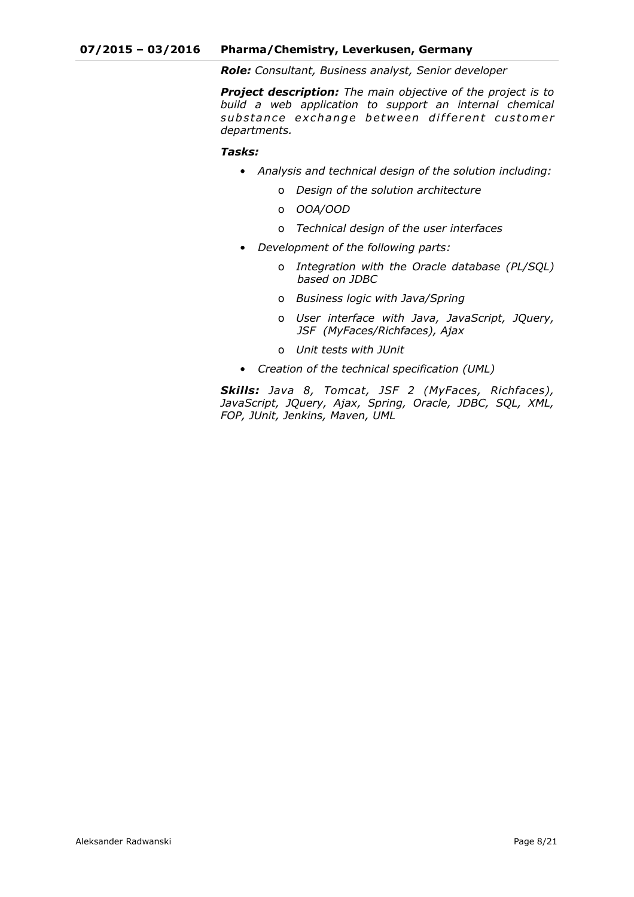**07/2015 – 03/2016 Pharma/Chemistry, Leverkusen, Germany**

***Role:*** *Consultant, Business analyst, Senior developer*

***Project description:*** *The main objective of the project is to build a web application to support an internal chemical substance exchange between different customer departments.*

***Tasks:***

- *Analysis and technical design of the solution including:*
  - *Design of the solution architecture*
  - *OOA/OOD*
  - *Technical design of the user interfaces*
- *Development of the following parts:*
  - *Integration with the Oracle database (PL/SQL) based on JDBC*
  - *Business logic with Java/Spring*
  - *User interface with Java, JavaScript, JQuery, JSF (MyFaces/Richfaces), Ajax*
  - *Unit tests with JUnit*
- *Creation of the technical specification (UML)*

***Skills:*** *Java 8, Tomcat, JSF 2 (MyFaces, Richfaces), JavaScript, JQuery, Ajax, Spring, Oracle, JDBC, SQL, XML, FOP, JUnit, Jenkins, Maven, UML*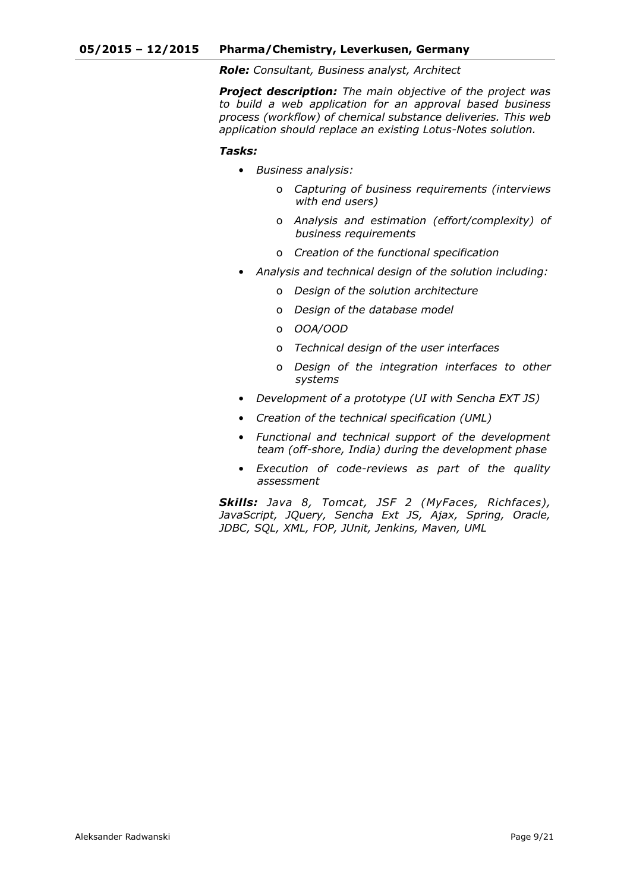## 05/2015 – 12/2015 Pharma/Chemistry, Leverkusen, Germany

***Role:*** *Consultant, Business analyst, Architect*

***Project description:*** *The main objective of the project was to build a web application for an approval based business process (workflow) of chemical substance deliveries. This web application should replace an existing Lotus-Notes solution.*

***Tasks:***

- *Business analysis:*
  - *Capturing of business requirements (interviews with end users)*
  - *Analysis and estimation (effort/complexity) of business requirements*
  - *Creation of the functional specification*
- *Analysis and technical design of the solution including:*
  - *Design of the solution architecture*
  - *Design of the database model*
  - *OOA/OOD*
  - *Technical design of the user interfaces*
  - *Design of the integration interfaces to other systems*
- *Development of a prototype (UI with Sencha EXT JS)*
- *Creation of the technical specification (UML)*
- *Functional and technical support of the development team (off-shore, India) during the development phase*
- *Execution of code-reviews as part of the quality assessment*

***Skills:*** *Java 8, Tomcat, JSF 2 (MyFaces, Richfaces), JavaScript, JQuery, Sencha Ext JS, Ajax, Spring, Oracle, JDBC, SQL, XML, FOP, JUnit, Jenkins, Maven, UML*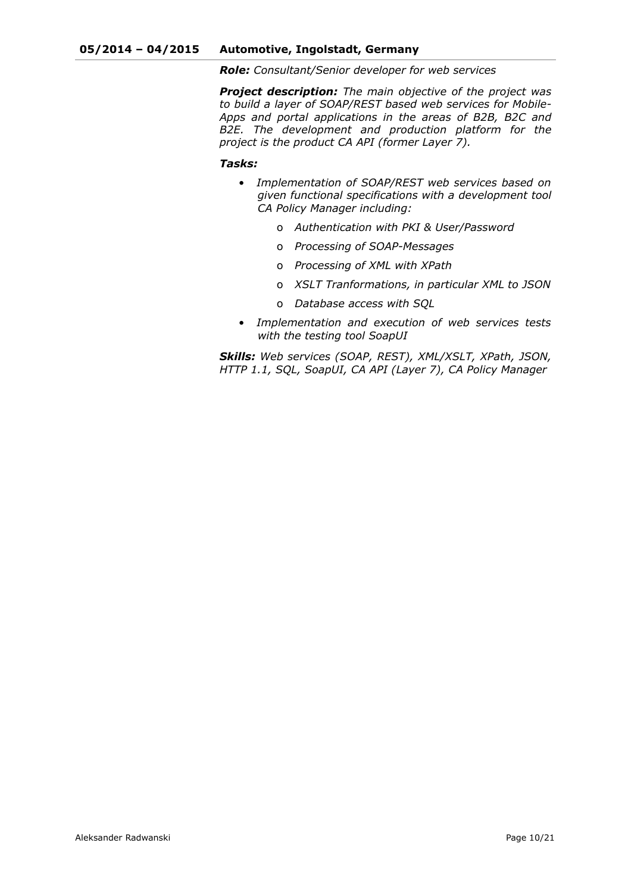**05/2014 – 04/2015 Automotive, Ingolstadt, Germany**

***Role:*** *Consultant/Senior developer for web services*

***Project description:*** *The main objective of the project was to build a layer of SOAP/REST based web services for Mobile-Apps and portal applications in the areas of B2B, B2C and B2E. The development and production platform for the project is the product CA API (former Layer 7).*

***Tasks:***

- *Implementation of SOAP/REST web services based on given functional specifications with a development tool CA Policy Manager including:*
  - *Authentication with PKI & User/Password*
  - *Processing of SOAP-Messages*
  - *Processing of XML with XPath*
  - *XSLT Tranformations, in particular XML to JSON*
  - *Database access with SQL*
- *Implementation and execution of web services tests with the testing tool SoapUI*

***Skills:*** *Web services (SOAP, REST), XML/XSLT, XPath, JSON, HTTP 1.1, SQL, SoapUI, CA API (Layer 7), CA Policy Manager*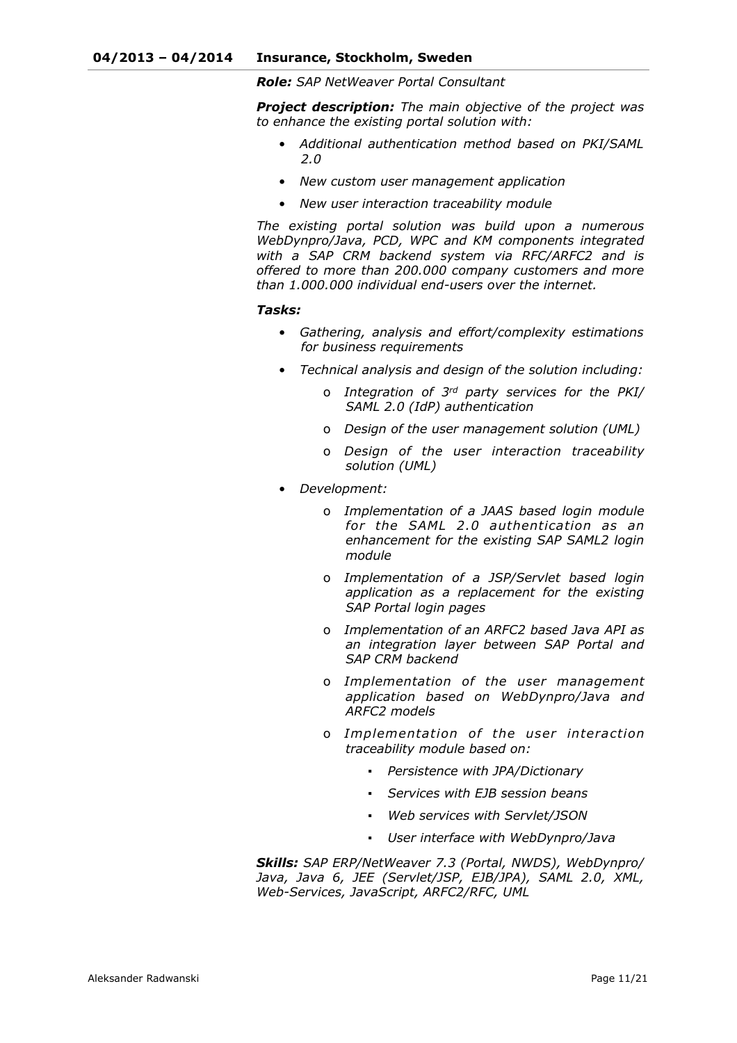### 04/2013 – 04/2014 Insurance, Stockholm, Sweden

***Role:*** *SAP NetWeaver Portal Consultant*

***Project description:*** *The main objective of the project was to enhance the existing portal solution with:*

- *Additional authentication method based on PKI/SAML 2.0*
- *New custom user management application*
- *New user interaction traceability module*

*The existing portal solution was build upon a numerous WebDynpro/Java, PCD, WPC and KM components integrated with a SAP CRM backend system via RFC/ARFC2 and is offered to more than 200.000 company customers and more than 1.000.000 individual end-users over the internet.*

***Tasks:***

- *Gathering, analysis and effort/complexity estimations for business requirements*
- *Technical analysis and design of the solution including:*
  - *Integration of 3rd party services for the PKI/ SAML 2.0 (IdP) authentication*
  - *Design of the user management solution (UML)*
  - *Design of the user interaction traceability solution (UML)*
- *Development:*
  - *Implementation of a JAAS based login module for the SAML 2.0 authentication as an enhancement for the existing SAP SAML2 login module*
  - *Implementation of a JSP/Servlet based login application as a replacement for the existing SAP Portal login pages*
  - *Implementation of an ARFC2 based Java API as an integration layer between SAP Portal and SAP CRM backend*
  - *Implementation of the user management application based on WebDynpro/Java and ARFC2 models*
  - *Implementation of the user interaction traceability module based on:*
    - *Persistence with JPA/Dictionary*
    - *Services with EJB session beans*
    - *Web services with Servlet/JSON*
    - *User interface with WebDynpro/Java*

***Skills:*** *SAP ERP/NetWeaver 7.3 (Portal, NWDS), WebDynpro/ Java, Java 6, JEE (Servlet/JSP, EJB/JPA), SAML 2.0, XML, Web-Services, JavaScript, ARFC2/RFC, UML*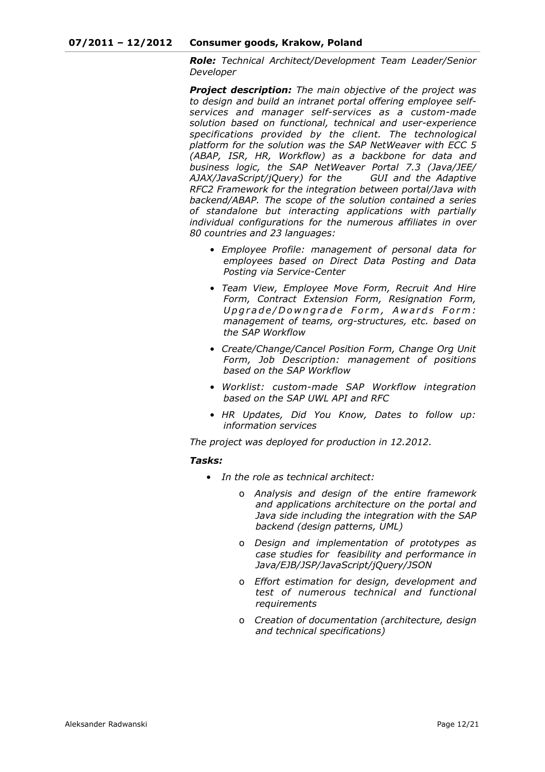**07/2011 – 12/2012 Consumer goods, Krakow, Poland**

***Role:*** *Technical Architect/Development Team Leader/Senior Developer*

***Project description:*** *The main objective of the project was to design and build an intranet portal offering employee self-services and manager self-services as a custom-made solution based on functional, technical and user-experience specifications provided by the client. The technological platform for the solution was the SAP NetWeaver with ECC 5 (ABAP, ISR, HR, Workflow) as a backbone for data and business logic, the SAP NetWeaver Portal 7.3 (Java/JEE/ AJAX/JavaScript/jQuery) for the GUI and the Adaptive RFC2 Framework for the integration between portal/Java with backend/ABAP. The scope of the solution contained a series of standalone but interacting applications with partially individual configurations for the numerous affiliates in over 80 countries and 23 languages:*

- *Employee Profile: management of personal data for employees based on Direct Data Posting and Data Posting via Service-Center*
- *Team View, Employee Move Form, Recruit And Hire Form, Contract Extension Form, Resignation Form, Upgrade/Downgrade Form, Awards Form: management of teams, org-structures, etc. based on the SAP Workflow*
- *Create/Change/Cancel Position Form, Change Org Unit Form, Job Description: management of positions based on the SAP Workflow*
- *Worklist: custom-made SAP Workflow integration based on the SAP UWL API and RFC*
- *HR Updates, Did You Know, Dates to follow up: information services*

*The project was deployed for production in 12.2012.*

***Tasks:***

- *In the role as technical architect:*
  - *Analysis and design of the entire framework and applications architecture on the portal and Java side including the integration with the SAP backend (design patterns, UML)*
  - *Design and implementation of prototypes as case studies for feasibility and performance in Java/EJB/JSP/JavaScript/jQuery/JSON*
  - *Effort estimation for design, development and test of numerous technical and functional requirements*
  - *Creation of documentation (architecture, design and technical specifications)*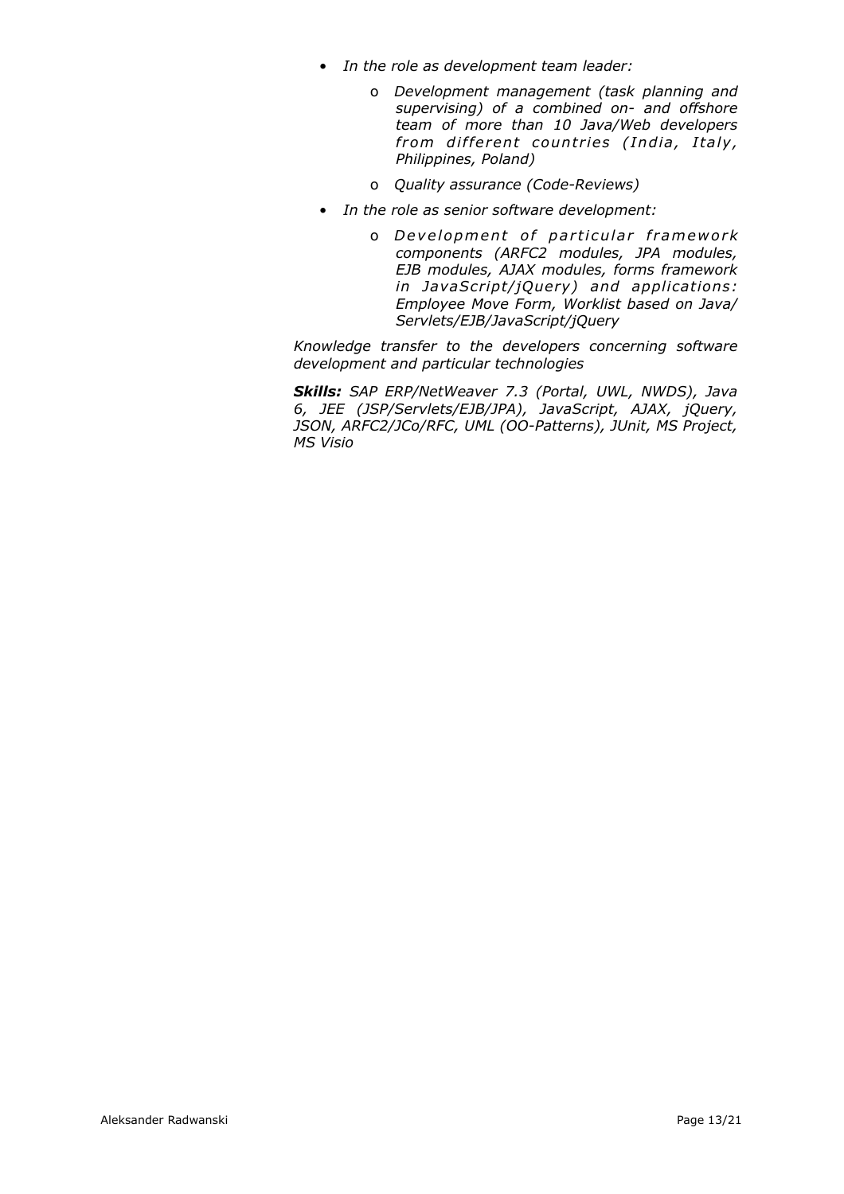- *In the role as development team leader:*
    - *Development management (task planning and supervising) of a combined on- and offshore team of more than 10 Java/Web developers from different countries (India, Italy, Philippines, Poland)*
    - *Quality assurance (Code-Reviews)*
- *In the role as senior software development:*
    - *Development of particular framework components (ARFC2 modules, JPA modules, EJB modules, AJAX modules, forms framework in JavaScript/jQuery) and applications: Employee Move Form, Worklist based on Java/ Servlets/EJB/JavaScript/jQuery*

*Knowledge transfer to the developers concerning software development and particular technologies*

***Skills:*** *SAP ERP/NetWeaver 7.3 (Portal, UWL, NWDS), Java 6, JEE (JSP/Servlets/EJB/JPA), JavaScript, AJAX, jQuery, JSON, ARFC2/JCo/RFC, UML (OO-Patterns), JUnit, MS Project, MS Visio*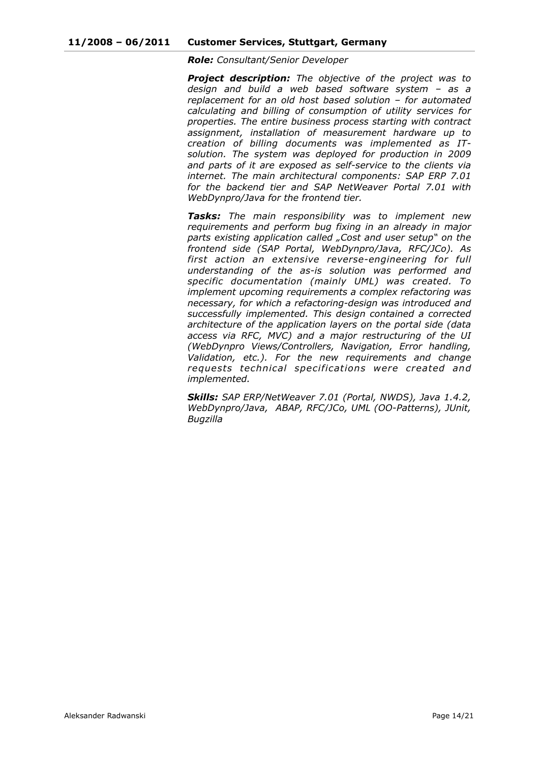**11/2008 – 06/2011 Customer Services, Stuttgart, Germany**

***Role:*** *Consultant/Senior Developer*

***Project description:*** *The objective of the project was to design and build a web based software system – as a replacement for an old host based solution – for automated calculating and billing of consumption of utility services for properties. The entire business process starting with contract assignment, installation of measurement hardware up to creation of billing documents was implemented as IT-solution. The system was deployed for production in 2009 and parts of it are exposed as self-service to the clients via internet. The main architectural components: SAP ERP 7.01 for the backend tier and SAP NetWeaver Portal 7.01 with WebDynpro/Java for the frontend tier.*

***Tasks:*** *The main responsibility was to implement new requirements and perform bug fixing in an already in major parts existing application called „Cost and user setup" on the frontend side (SAP Portal, WebDynpro/Java, RFC/JCo). As first action an extensive reverse-engineering for full understanding of the as-is solution was performed and specific documentation (mainly UML) was created. To implement upcoming requirements a complex refactoring was necessary, for which a refactoring-design was introduced and successfully implemented. This design contained a corrected architecture of the application layers on the portal side (data access via RFC, MVC) and a major restructuring of the UI (WebDynpro Views/Controllers, Navigation, Error handling, Validation, etc.). For the new requirements and change requests technical specifications were created and implemented.*

***Skills:*** *SAP ERP/NetWeaver 7.01 (Portal, NWDS), Java 1.4.2, WebDynpro/Java, ABAP, RFC/JCo, UML (OO-Patterns), JUnit, Bugzilla*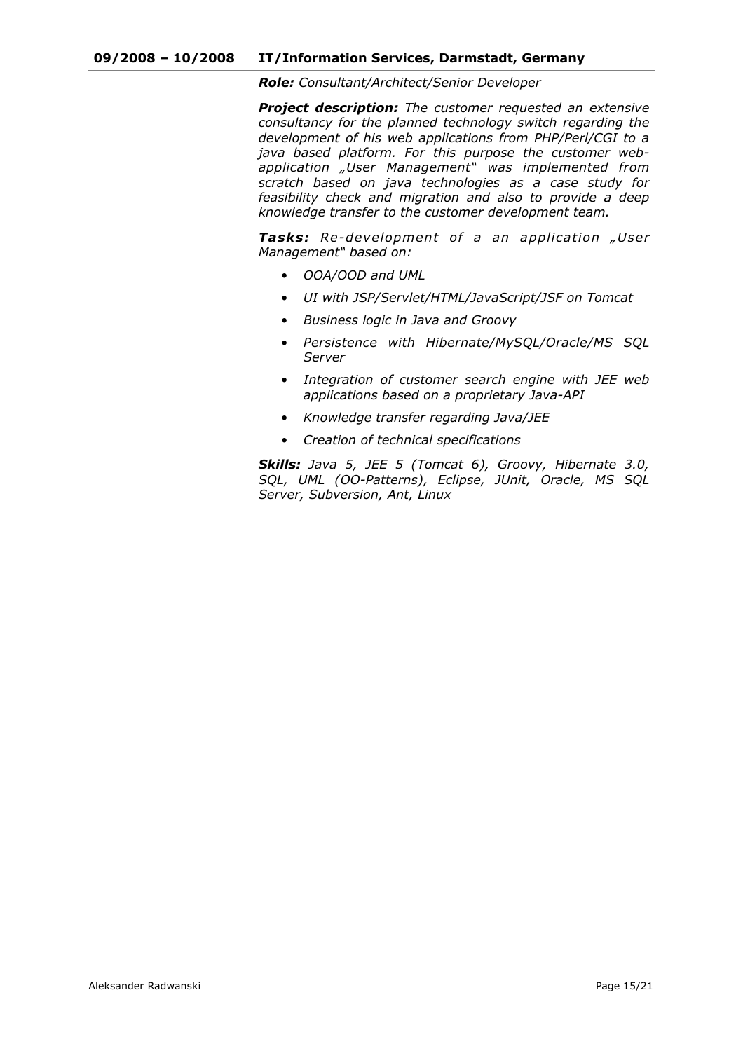### 09/2008 – 10/2008 IT/Information Services, Darmstadt, Germany

***Role:*** *Consultant/Architect/Senior Developer*

***Project description:*** *The customer requested an extensive consultancy for the planned technology switch regarding the development of his web applications from PHP/Perl/CGI to a java based platform. For this purpose the customer web-application „User Management" was implemented from scratch based on java technologies as a case study for feasibility check and migration and also to provide a deep knowledge transfer to the customer development team.*

***Tasks:*** *Re-development of a an application „User Management" based on:*

- *OOA/OOD and UML*
- *UI with JSP/Servlet/HTML/JavaScript/JSF on Tomcat*
- *Business logic in Java and Groovy*
- *Persistence with Hibernate/MySQL/Oracle/MS SQL Server*
- *Integration of customer search engine with JEE web applications based on a proprietary Java-API*
- *Knowledge transfer regarding Java/JEE*
- *Creation of technical specifications*

***Skills:*** *Java 5, JEE 5 (Tomcat 6), Groovy, Hibernate 3.0, SQL, UML (OO-Patterns), Eclipse, JUnit, Oracle, MS SQL Server, Subversion, Ant, Linux*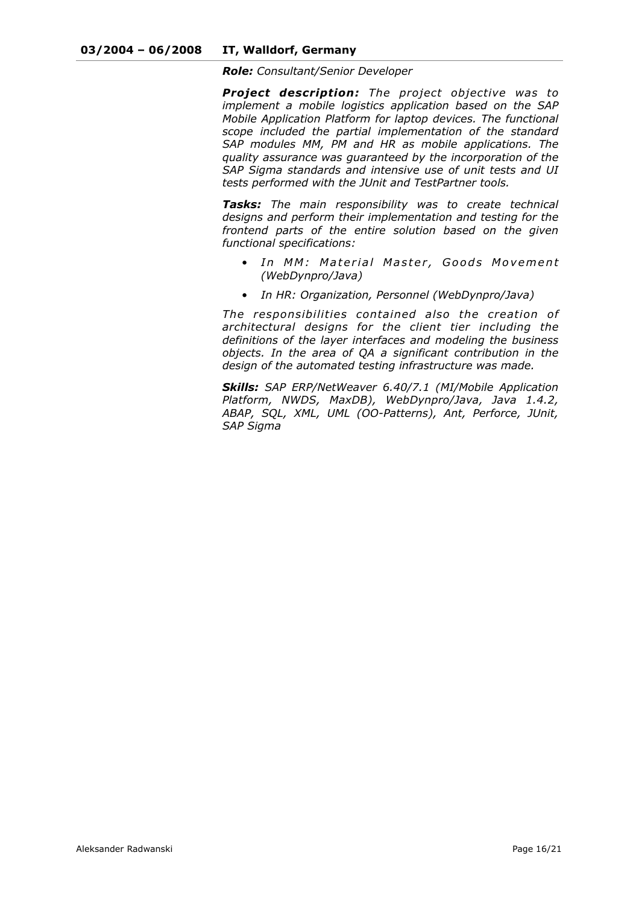**03/2004 – 06/2008 IT, Walldorf, Germany**

***Role:*** *Consultant/Senior Developer*

***Project description:*** *The project objective was to implement a mobile logistics application based on the SAP Mobile Application Platform for laptop devices. The functional scope included the partial implementation of the standard SAP modules MM, PM and HR as mobile applications. The quality assurance was guaranteed by the incorporation of the SAP Sigma standards and intensive use of unit tests and UI tests performed with the JUnit and TestPartner tools.*

***Tasks:*** *The main responsibility was to create technical designs and perform their implementation and testing for the frontend parts of the entire solution based on the given functional specifications:*

- *In MM: Material Master, Goods Movement (WebDynpro/Java)*
- *In HR: Organization, Personnel (WebDynpro/Java)*

*The responsibilities contained also the creation of architectural designs for the client tier including the definitions of the layer interfaces and modeling the business objects. In the area of QA a significant contribution in the design of the automated testing infrastructure was made.*

***Skills:*** *SAP ERP/NetWeaver 6.40/7.1 (MI/Mobile Application Platform, NWDS, MaxDB), WebDynpro/Java, Java 1.4.2, ABAP, SQL, XML, UML (OO-Patterns), Ant, Perforce, JUnit, SAP Sigma*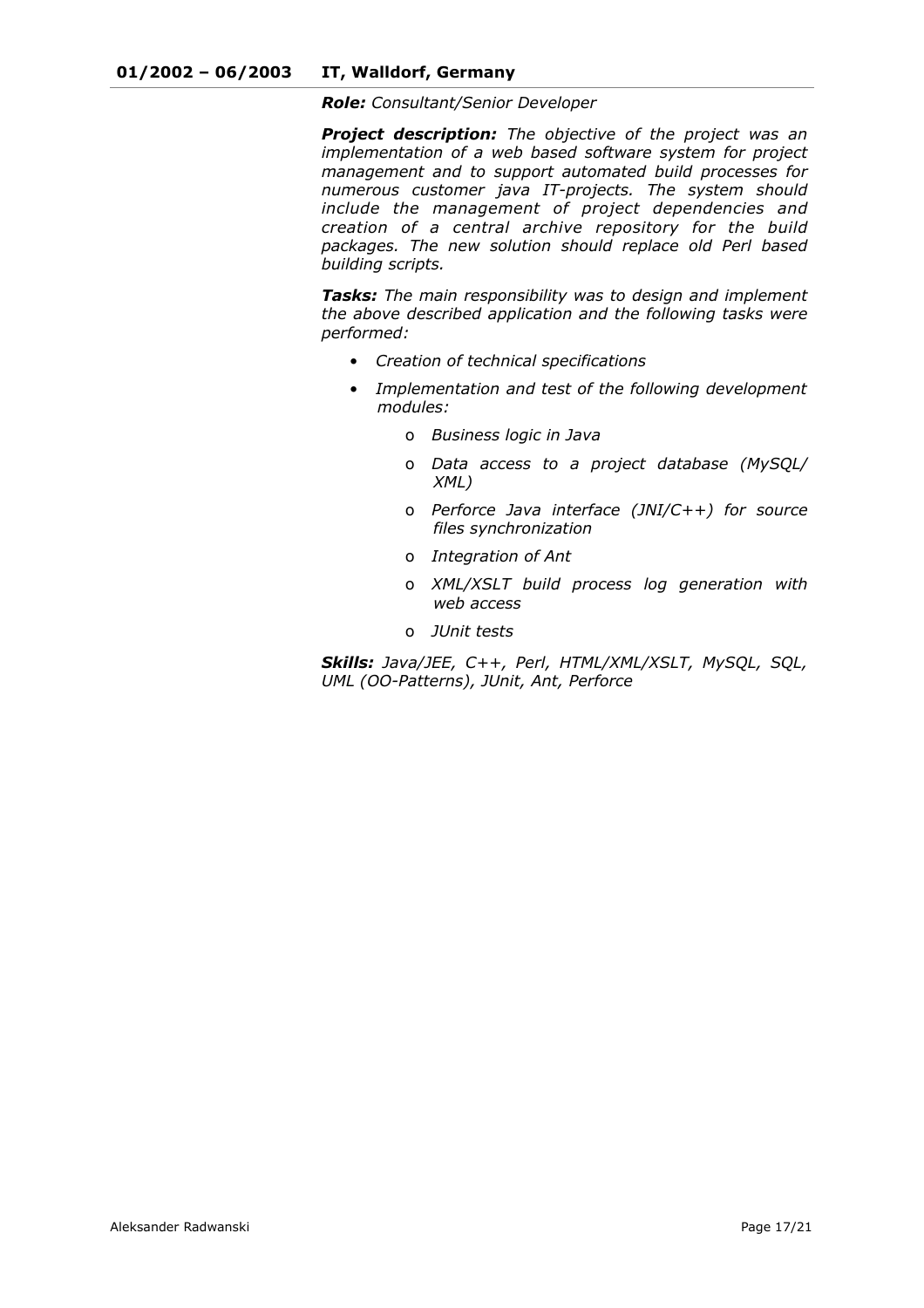### 01/2002 – 06/2003 IT, Walldorf, Germany

***Role:*** *Consultant/Senior Developer*

***Project description:*** *The objective of the project was an implementation of a web based software system for project management and to support automated build processes for numerous customer java IT-projects. The system should include the management of project dependencies and creation of a central archive repository for the build packages. The new solution should replace old Perl based building scripts.*

***Tasks:*** *The main responsibility was to design and implement the above described application and the following tasks were performed:*

- *Creation of technical specifications*
- *Implementation and test of the following development modules:*
  - *Business logic in Java*
  - *Data access to a project database (MySQL/ XML)*
  - *Perforce Java interface (JNI/C++) for source files synchronization*
  - *Integration of Ant*
  - *XML/XSLT build process log generation with web access*
  - *JUnit tests*

***Skills:*** *Java/JEE, C++, Perl, HTML/XML/XSLT, MySQL, SQL, UML (OO-Patterns), JUnit, Ant, Perforce*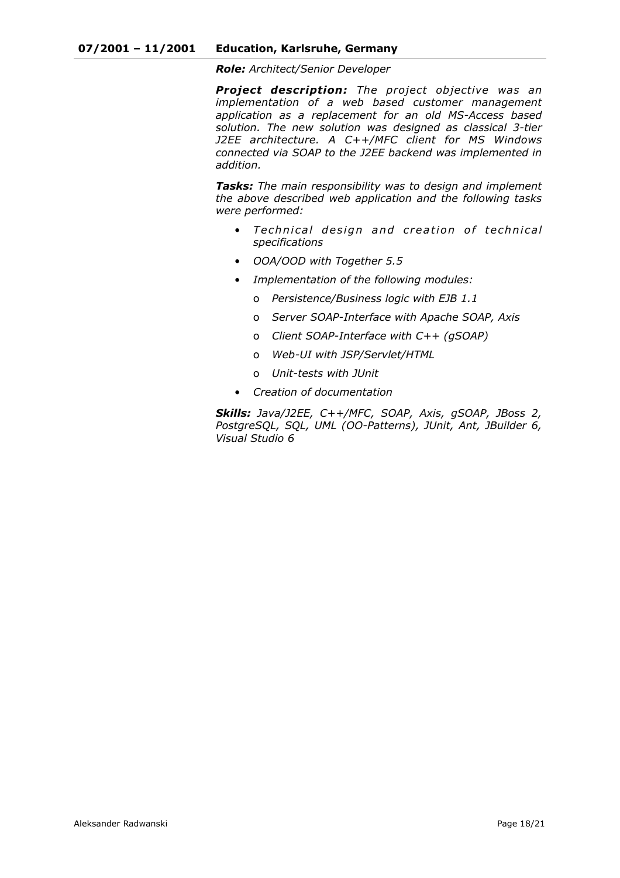### 07/2001 – 11/2001 Education, Karlsruhe, Germany

***Role:*** *Architect/Senior Developer*

***Project description:*** *The project objective was an implementation of a web based customer management application as a replacement for an old MS-Access based solution. The new solution was designed as classical 3-tier J2EE architecture. A C++/MFC client for MS Windows connected via SOAP to the J2EE backend was implemented in addition.*

***Tasks:*** *The main responsibility was to design and implement the above described web application and the following tasks were performed:*

- *Technical design and creation of technical specifications*
- *OOA/OOD with Together 5.5*
- *Implementation of the following modules:*
  - *Persistence/Business logic with EJB 1.1*
  - *Server SOAP-Interface with Apache SOAP, Axis*
  - *Client SOAP-Interface with C++ (gSOAP)*
  - *Web-UI with JSP/Servlet/HTML*
  - *Unit-tests with JUnit*
- *Creation of documentation*

***Skills:*** *Java/J2EE, C++/MFC, SOAP, Axis, gSOAP, JBoss 2, PostgreSQL, SQL, UML (OO-Patterns), JUnit, Ant, JBuilder 6, Visual Studio 6*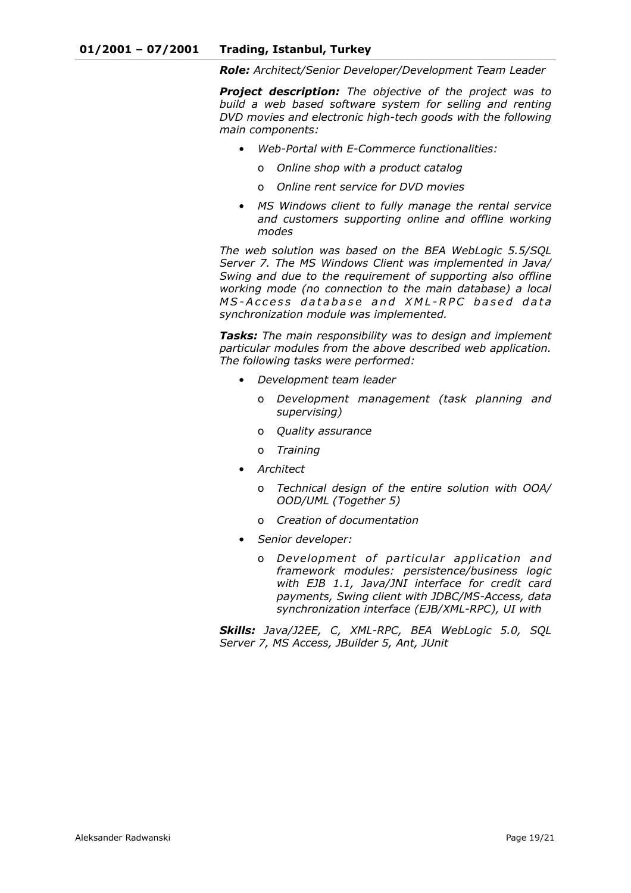**01/2001 – 07/2001 Trading, Istanbul, Turkey**

***Role:*** *Architect/Senior Developer/Development Team Leader*

***Project description:*** *The objective of the project was to build a web based software system for selling and renting DVD movies and electronic high-tech goods with the following main components:*

- *Web-Portal with E-Commerce functionalities:*
  - *Online shop with a product catalog*
  - *Online rent service for DVD movies*
- *MS Windows client to fully manage the rental service and customers supporting online and offline working modes*

*The web solution was based on the BEA WebLogic 5.5/SQL Server 7. The MS Windows Client was implemented in Java/ Swing and due to the requirement of supporting also offline working mode (no connection to the main database) a local MS-Access database and XML-RPC based data synchronization module was implemented.*

***Tasks:*** *The main responsibility was to design and implement particular modules from the above described web application. The following tasks were performed:*

- *Development team leader*
  - *Development management (task planning and supervising)*
  - *Quality assurance*
  - *Training*
- *Architect*
  - *Technical design of the entire solution with OOA/ OOD/UML (Together 5)*
  - *Creation of documentation*
- *Senior developer:*
  - *Development of particular application and framework modules: persistence/business logic with EJB 1.1, Java/JNI interface for credit card payments, Swing client with JDBC/MS-Access, data synchronization interface (EJB/XML-RPC), UI with*

***Skills:*** *Java/J2EE, C, XML-RPC, BEA WebLogic 5.0, SQL Server 7, MS Access, JBuilder 5, Ant, JUnit*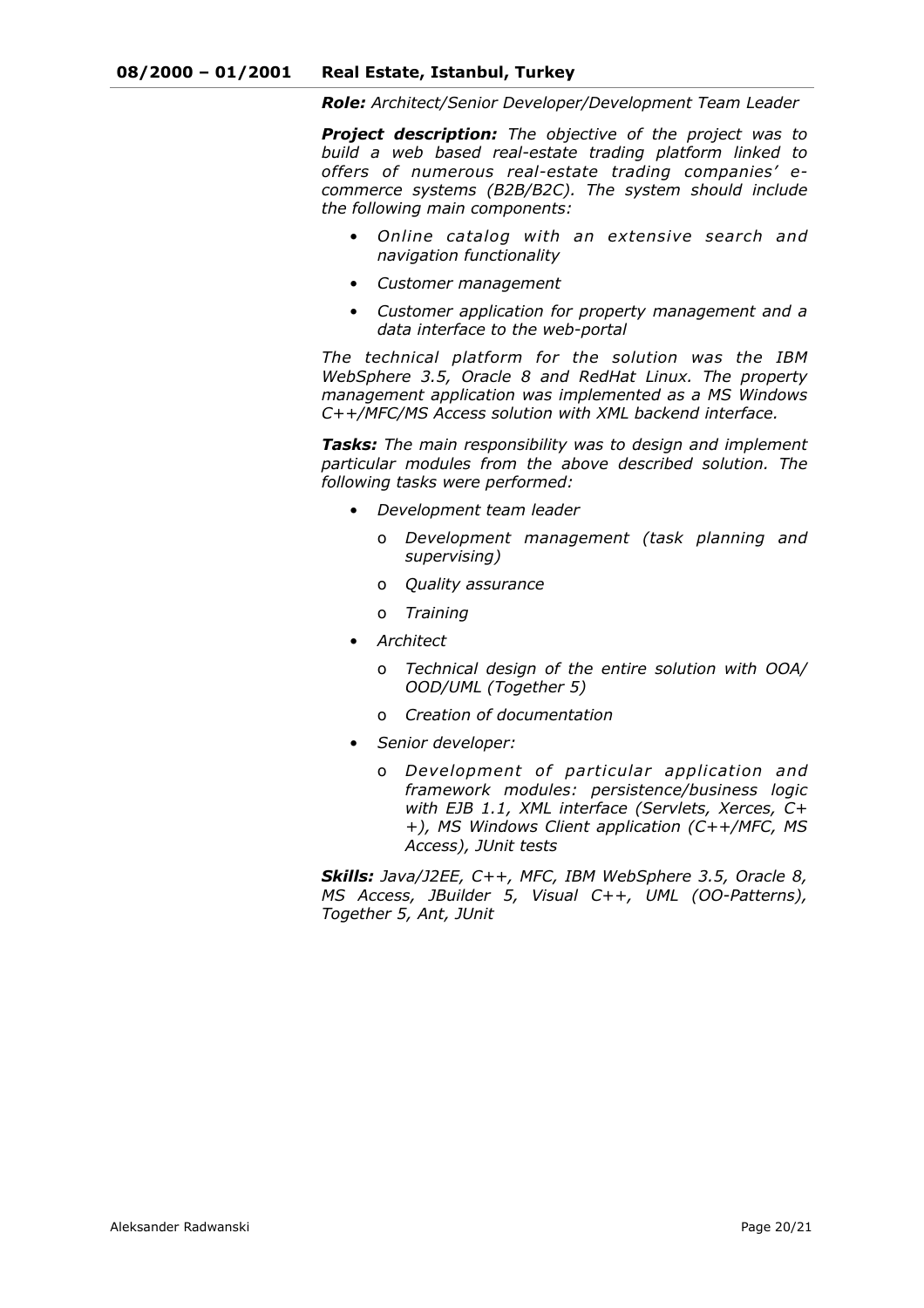**08/2000 – 01/2001 Real Estate, Istanbul, Turkey**

***Role:*** *Architect/Senior Developer/Development Team Leader*

***Project description:*** *The objective of the project was to build a web based real-estate trading platform linked to offers of numerous real-estate trading companies' e-commerce systems (B2B/B2C). The system should include the following main components:*

- *Online catalog with an extensive search and navigation functionality*
- *Customer management*
- *Customer application for property management and a data interface to the web-portal*

*The technical platform for the solution was the IBM WebSphere 3.5, Oracle 8 and RedHat Linux. The property management application was implemented as a MS Windows C++/MFC/MS Access solution with XML backend interface.*

***Tasks:*** *The main responsibility was to design and implement particular modules from the above described solution. The following tasks were performed:*

- *Development team leader*
    - *Development management (task planning and supervising)*
    - *Quality assurance*
    - *Training*
- *Architect*
    - *Technical design of the entire solution with OOA/ OOD/UML (Together 5)*
    - *Creation of documentation*
- *Senior developer:*
    - *Development of particular application and framework modules: persistence/business logic with EJB 1.1, XML interface (Servlets, Xerces, C++), MS Windows Client application (C++/MFC, MS Access), JUnit tests*

***Skills:*** *Java/J2EE, C++, MFC, IBM WebSphere 3.5, Oracle 8, MS Access, JBuilder 5, Visual C++, UML (OO-Patterns), Together 5, Ant, JUnit*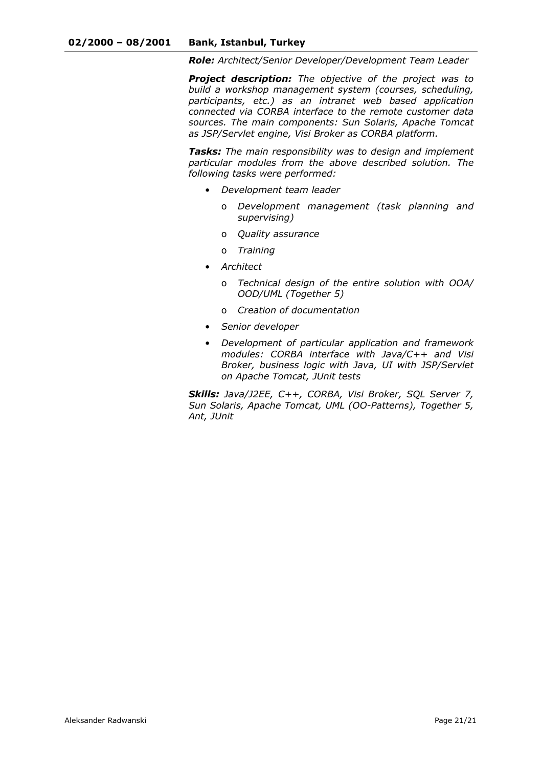**02/2000 – 08/2001 Bank, Istanbul, Turkey**

***Role:*** *Architect/Senior Developer/Development Team Leader*

***Project description:*** *The objective of the project was to build a workshop management system (courses, scheduling, participants, etc.) as an intranet web based application connected via CORBA interface to the remote customer data sources. The main components: Sun Solaris, Apache Tomcat as JSP/Servlet engine, Visi Broker as CORBA platform.*

***Tasks:*** *The main responsibility was to design and implement particular modules from the above described solution. The following tasks were performed:*

- *Development team leader*
  - *Development management (task planning and supervising)*
  - *Quality assurance*
  - *Training*
- *Architect*
  - *Technical design of the entire solution with OOA/ OOD/UML (Together 5)*
  - *Creation of documentation*
- *Senior developer*
- *Development of particular application and framework modules: CORBA interface with Java/C++ and Visi Broker, business logic with Java, UI with JSP/Servlet on Apache Tomcat, JUnit tests*

***Skills:*** *Java/J2EE, C++, CORBA, Visi Broker, SQL Server 7, Sun Solaris, Apache Tomcat, UML (OO-Patterns), Together 5, Ant, JUnit*